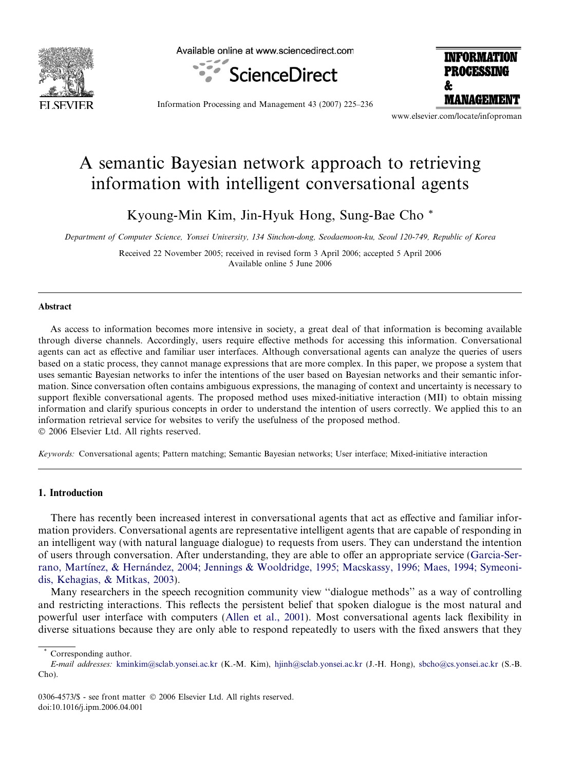# A semantic Bayesian network approach to retrieving information with intelligent conversational agents

Kyoung-Min Kim, Jin-Hyuk Hong, Sung-Bae Cho *

*Department of Computer Science, Yonsei University, 134 Sinchon-dong, Seodaemoon-ku, Seoul 120-749, Republic of Korea*

Received 22 November 2005; received in revised form 3 April 2006; accepted 5 April 2006
Available online 5 June 2006

## Abstract

As access to information becomes more intensive in society, a great deal of that information is becoming available through diverse channels. Accordingly, users require effective methods for accessing this information. Conversational agents can act as effective and familiar user interfaces. Although conversational agents can analyze the queries of users based on a static process, they cannot manage expressions that are more complex. In this paper, we propose a system that uses semantic Bayesian networks to infer the intentions of the user based on Bayesian networks and their semantic information. Since conversation often contains ambiguous expressions, the managing of context and uncertainty is necessary to support flexible conversational agents. The proposed method uses mixed-initiative interaction (MII) to obtain missing information and clarify spurious concepts in order to understand the intention of users correctly. We applied this to an information retrieval service for websites to verify the usefulness of the proposed method.
© 2006 Elsevier Ltd. All rights reserved.

*Keywords:* Conversational agents; Pattern matching; Semantic Bayesian networks; User interface; Mixed-initiative interaction

## 1. Introduction

There has recently been increased interest in conversational agents that act as effective and familiar information providers. Conversational agents are representative intelligent agents that are capable of responding in an intelligent way (with natural language dialogue) to requests from users. They can understand the intention of users through conversation. After understanding, they are able to offer an appropriate service (Garcia-Serrano, Martínez, & Hernández, 2004; Jennings & Wooldridge, 1995; Macskassy, 1996; Maes, 1994; Symeonidis, Kehagias, & Mitkas, 2003).

Many researchers in the speech recognition community view ''dialogue methods'' as a way of controlling and restricting interactions. This reflects the persistent belief that spoken dialogue is the most natural and powerful user interface with computers (Allen et al., 2001). Most conversational agents lack flexibility in diverse situations because they are only able to respond repeatedly to users with the fixed answers that they

---

* Corresponding author.
*E-mail addresses:* kminkim@sclab.yonsei.ac.kr (K.-M. Kim), hjinh@sclab.yonsei.ac.kr (J.-H. Hong), sbcho@cs.yonsei.ac.kr (S.-B. Cho).

0306-4573/$ - see front matter © 2006 Elsevier Ltd. All rights reserved.
doi:10.1016/j.ipm.2006.04.001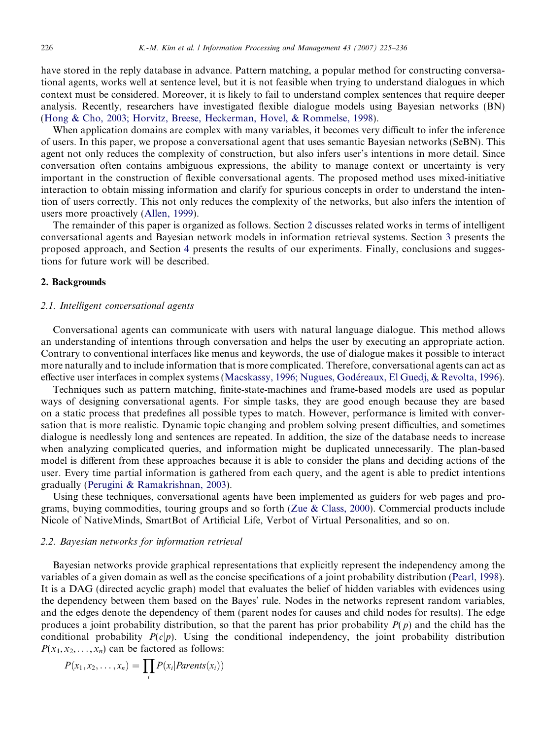have stored in the reply database in advance. Pattern matching, a popular method for constructing conversational agents, works well at sentence level, but it is not feasible when trying to understand dialogues in which context must be considered. Moreover, it is likely to fail to understand complex sentences that require deeper analysis. Recently, researchers have investigated flexible dialogue models using Bayesian networks (BN) (Hong & Cho, 2003; Horvitz, Breese, Heckerman, Hovel, & Rommelse, 1998).

When application domains are complex with many variables, it becomes very difficult to infer the inference of users. In this paper, we propose a conversational agent that uses semantic Bayesian networks (SeBN). This agent not only reduces the complexity of construction, but also infers user's intentions in more detail. Since conversation often contains ambiguous expressions, the ability to manage context or uncertainty is very important in the construction of flexible conversational agents. The proposed method uses mixed-initiative interaction to obtain missing information and clarify for spurious concepts in order to understand the intention of users correctly. This not only reduces the complexity of the networks, but also infers the intention of users more proactively (Allen, 1999).

The remainder of this paper is organized as follows. Section 2 discusses related works in terms of intelligent conversational agents and Bayesian network models in information retrieval systems. Section 3 presents the proposed approach, and Section 4 presents the results of our experiments. Finally, conclusions and suggestions for future work will be described.

## 2. Backgrounds

### 2.1. Intelligent conversational agents

Conversational agents can communicate with users with natural language dialogue. This method allows an understanding of intentions through conversation and helps the user by executing an appropriate action. Contrary to conventional interfaces like menus and keywords, the use of dialogue makes it possible to interact more naturally and to include information that is more complicated. Therefore, conversational agents can act as effective user interfaces in complex systems (Macskassy, 1996; Nugues, Godéreaux, El Guedj, & Revolta, 1996).

Techniques such as pattern matching, finite-state-machines and frame-based models are used as popular ways of designing conversational agents. For simple tasks, they are good enough because they are based on a static process that predefines all possible types to match. However, performance is limited with conversation that is more realistic. Dynamic topic changing and problem solving present difficulties, and sometimes dialogue is needlessly long and sentences are repeated. In addition, the size of the database needs to increase when analyzing complicated queries, and information might be duplicated unnecessarily. The plan-based model is different from these approaches because it is able to consider the plans and deciding actions of the user. Every time partial information is gathered from each query, and the agent is able to predict intentions gradually (Perugini & Ramakrishnan, 2003).

Using these techniques, conversational agents have been implemented as guiders for web pages and programs, buying commodities, touring groups and so forth (Zue & Class, 2000). Commercial products include Nicole of NativeMinds, SmartBot of Artificial Life, Verbot of Virtual Personalities, and so on.

### 2.2. Bayesian networks for information retrieval

Bayesian networks provide graphical representations that explicitly represent the independency among the variables of a given domain as well as the concise specifications of a joint probability distribution (Pearl, 1998). It is a DAG (directed acyclic graph) model that evaluates the belief of hidden variables with evidences using the dependency between them based on the Bayes' rule. Nodes in the networks represent random variables, and the edges denote the dependency of them (parent nodes for causes and child nodes for results). The edge produces a joint probability distribution, so that the parent has prior probability $P(p)$ and the child has the conditional probability $P(c|p)$. Using the conditional independency, the joint probability distribution $P(x_1, x_2, \ldots, x_n)$ can be factored as follows:

$$P(x_1, x_2, \ldots, x_n) = \prod_i P(x_i|Parents(x_i))$$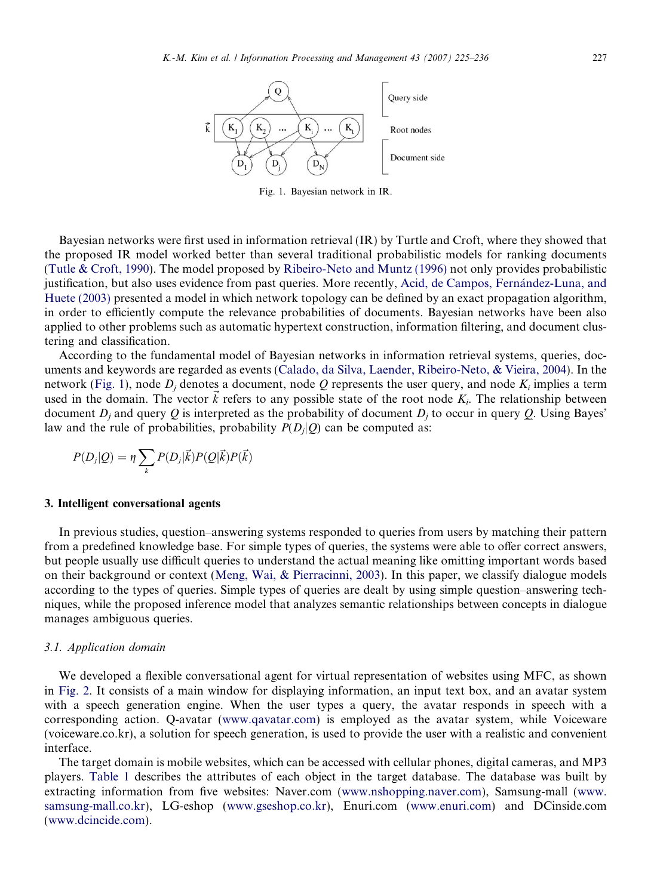Fig. 1. Bayesian network in IR.

Bayesian networks were first used in information retrieval (IR) by Turtle and Croft, where they showed that the proposed IR model worked better than several traditional probabilistic models for ranking documents (Tutle & Croft, 1990). The model proposed by Ribeiro-Neto and Muntz (1996) not only provides probabilistic justification, but also uses evidence from past queries. More recently, Acid, de Campos, Fernández-Luna, and Huete (2003) presented a model in which network topology can be defined by an exact propagation algorithm, in order to efficiently compute the relevance probabilities of documents. Bayesian networks have been also applied to other problems such as automatic hypertext construction, information filtering, and document clustering and classification.

According to the fundamental model of Bayesian networks in information retrieval systems, queries, documents and keywords are regarded as events (Calado, da Silva, Laender, Ribeiro-Neto, & Vieira, 2004). In the network (Fig. 1), node $D_j$ denotes a document, node $Q$ represents the user query, and node $K_i$ implies a term used in the domain. The vector $\vec{k}$ refers to any possible state of the root node $K_i$. The relationship between document $D_j$ and query $Q$ is interpreted as the probability of document $D_j$ to occur in query $Q$. Using Bayes' law and the rule of probabilities, probability $P(D_j|Q)$ can be computed as:

$$P(D_j|Q) = \eta \sum_{k} P(D_j|\vec{k})P(Q|\vec{k})P(\vec{k})$$

## 3. Intelligent conversational agents

In previous studies, question–answering systems responded to queries from users by matching their pattern from a predefined knowledge base. For simple types of queries, the systems were able to offer correct answers, but people usually use difficult queries to understand the actual meaning like omitting important words based on their background or context (Meng, Wai, & Pierracinini, 2003). In this paper, we classify dialogue models according to the types of queries. Simple types of queries are dealt by using simple question–answering techniques, while the proposed inference model that analyzes semantic relationships between concepts in dialogue manages ambiguous queries.

### 3.1. Application domain

We developed a flexible conversational agent for virtual representation of websites using MFC, as shown in Fig. 2. It consists of a main window for displaying information, an input text box, and an avatar system with a speech generation engine. When the user types a query, the avatar responds in speech with a corresponding action. Q-avatar (www.qavatar.com) is employed as the avatar system, while Voiceware (voiceware.co.kr), a solution for speech generation, is used to provide the user with a realistic and convenient interface.

The target domain is mobile websites, which can be accessed with cellular phones, digital cameras, and MP3 players. Table 1 describes the attributes of each object in the target database. The database was built by extracting information from five websites: Naver.com (www.nshopping.naver.com), Samsung-mall (www.samsung-mall.co.kr), LG-eshop (www.gseshop.co.kr), Enuri.com (www.enuri.com) and DCinside.com (www.dcincide.com).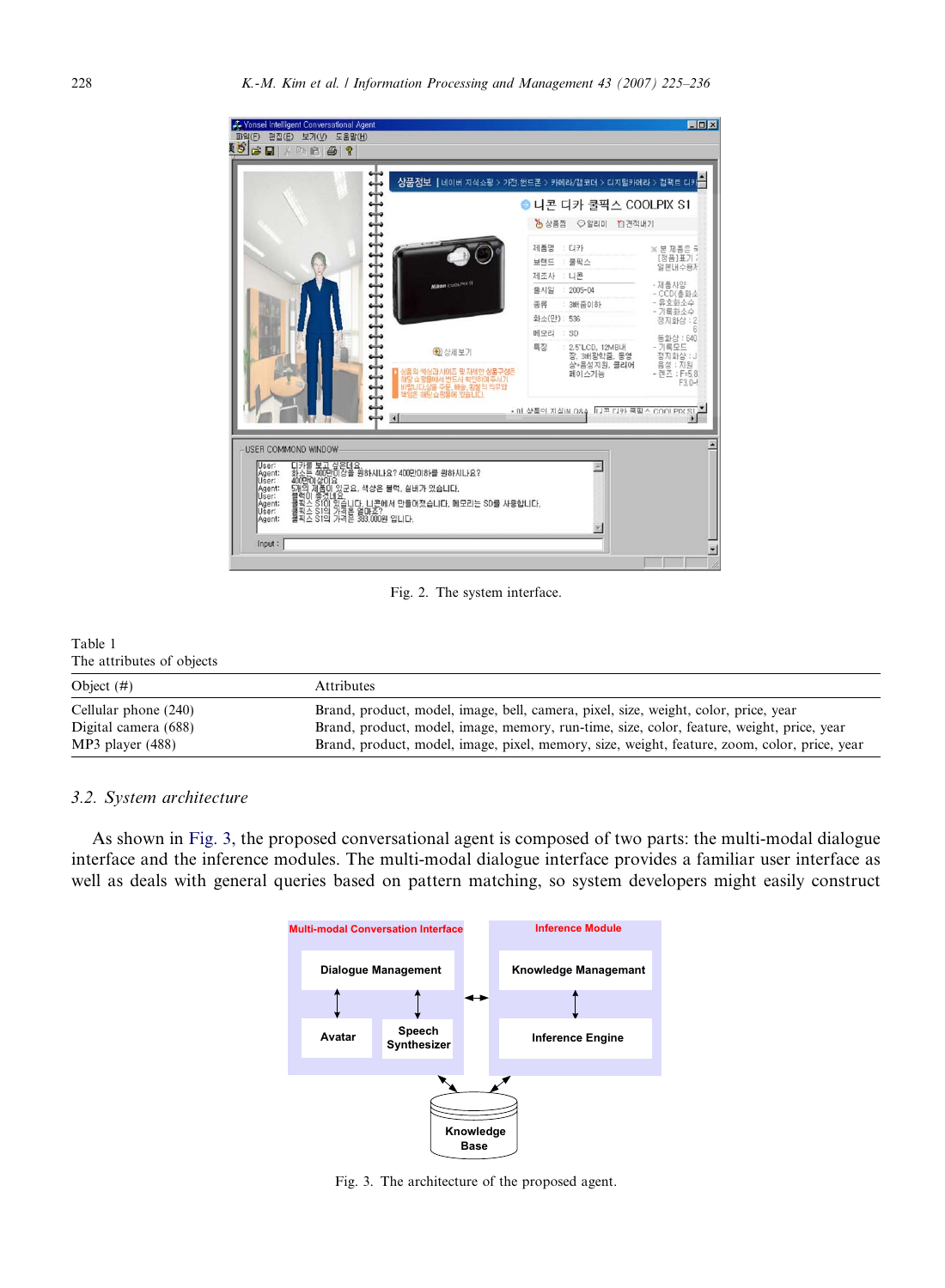Fig. 2. The system interface.

Table 1
The attributes of objects

| Object (#) | Attributes |
|---|---|
| Cellular phone (240) | Brand, product, model, image, bell, camera, pixel, size, weight, color, price, year |
| Digital camera (688) | Brand, product, model, image, memory, run-time, size, color, feature, weight, price, year |
| MP3 player (488) | Brand, product, model, image, pixel, memory, size, weight, feature, zoom, color, price, year |

### 3.2. System architecture

As shown in Fig. 3, the proposed conversational agent is composed of two parts: the multi-modal dialogue interface and the inference modules. The multi-modal dialogue interface provides a familiar user interface as well as deals with general queries based on pattern matching, so system developers might easily construct

Fig. 3. The architecture of the proposed agent.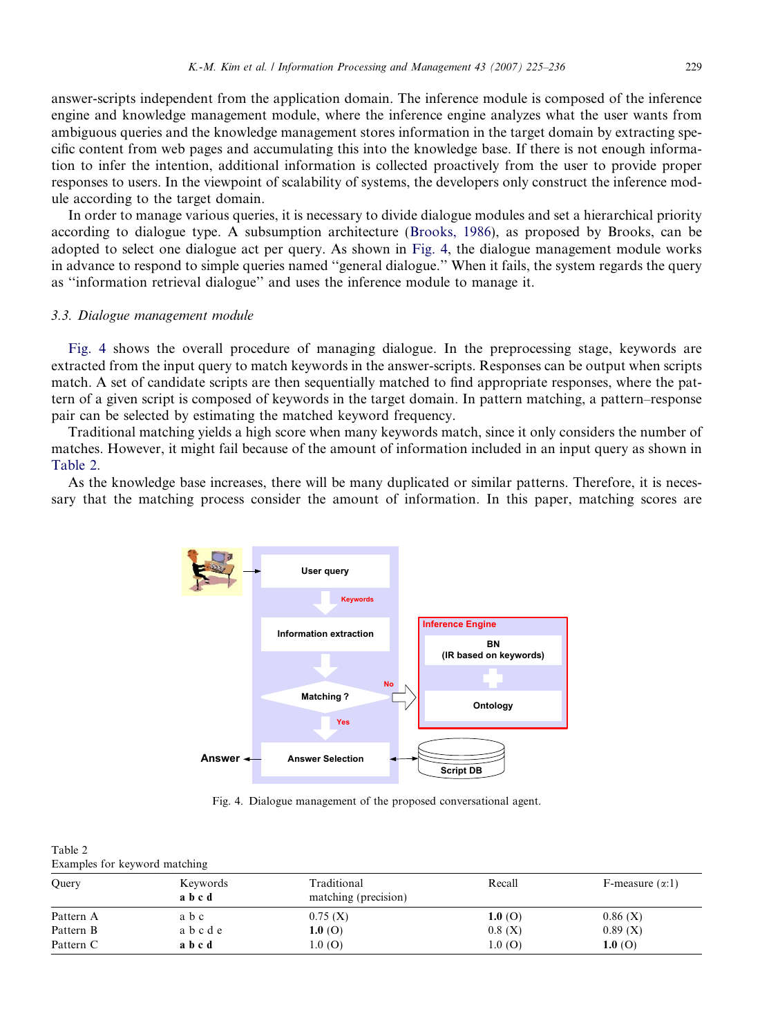answer-scripts independent from the application domain. The inference module is composed of the inference engine and knowledge management module, where the inference engine analyzes what the user wants from ambiguous queries and the knowledge management stores information in the target domain by extracting specific content from web pages and accumulating this into the knowledge base. If there is not enough information to infer the intention, additional information is collected proactively from the user to provide proper responses to users. In the viewpoint of scalability of systems, the developers only construct the inference module according to the target domain.

In order to manage various queries, it is necessary to divide dialogue modules and set a hierarchical priority according to dialogue type. A subsumption architecture (Brooks, 1986), as proposed by Brooks, can be adopted to select one dialogue act per query. As shown in Fig. 4, the dialogue management module works in advance to respond to simple queries named ''general dialogue.'' When it fails, the system regards the query as ''information retrieval dialogue'' and uses the inference module to manage it.

### 3.3. Dialogue management module

Fig. 4 shows the overall procedure of managing dialogue. In the preprocessing stage, keywords are extracted from the input query to match keywords in the answer-scripts. Responses can be output when scripts match. A set of candidate scripts are then sequentially matched to find appropriate responses, where the pattern of a given script is composed of keywords in the target domain. In pattern matching, a pattern–response pair can be selected by estimating the matched keyword frequency.

Traditional matching yields a high score when many keywords match, since it only considers the number of matches. However, it might fail because of the amount of information included in an input query as shown in Table 2.

As the knowledge base increases, there will be many duplicated or similar patterns. Therefore, it is necessary that the matching process consider the amount of information. In this paper, matching scores are

Fig. 4. Dialogue management of the proposed conversational agent.

Table 2
Examples for keyword matching

| Query | Keywords **a b c d** | Traditional matching (precision) | Recall | F-measure ($\alpha$:1) |
|---|---|---|---|---|
| Pattern A | a b c | 0.75 (X) | **1.0** (O) | 0.86 (X) |
| Pattern B | a b c d e | **1.0** (O) | 0.8 (X) | 0.89 (X) |
| Pattern C | **a b c d** | 1.0 (O) | 1.0 (O) | **1.0** (O) |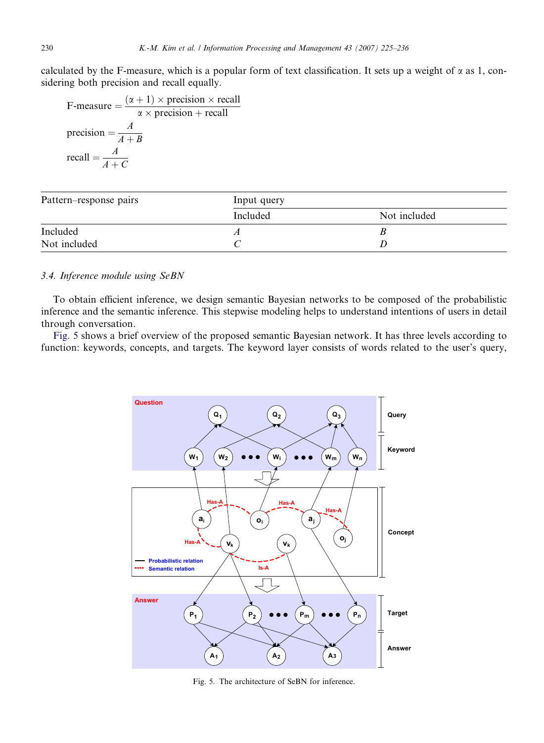calculated by the F-measure, which is a popular form of text classification. It sets up a weight of α as 1, considering both precision and recall equally.

$$\text{F-measure} = \frac{(\alpha + 1) \times \text{precision} \times \text{recall}}{\alpha \times \text{precision} + \text{recall}}$$

$$\text{precision} = \frac{A}{A + B}$$

$$\text{recall} = \frac{A}{A + C}$$

| Pattern–response pairs | Input query | |
|---|---|---|
| | Included | Not included |
| Included | *A* | *B* |
| Not included | *C* | *D* |

### 3.4. Inference module using SeBN

To obtain efficient inference, we design semantic Bayesian networks to be composed of the probabilistic inference and the semantic inference. This stepwise modeling helps to understand intentions of users in detail through conversation.

Fig. 5 shows a brief overview of the proposed semantic Bayesian network. It has three levels according to function: keywords, concepts, and targets. The keyword layer consists of words related to the user's query,

Fig. 5. The architecture of SeBN for inference.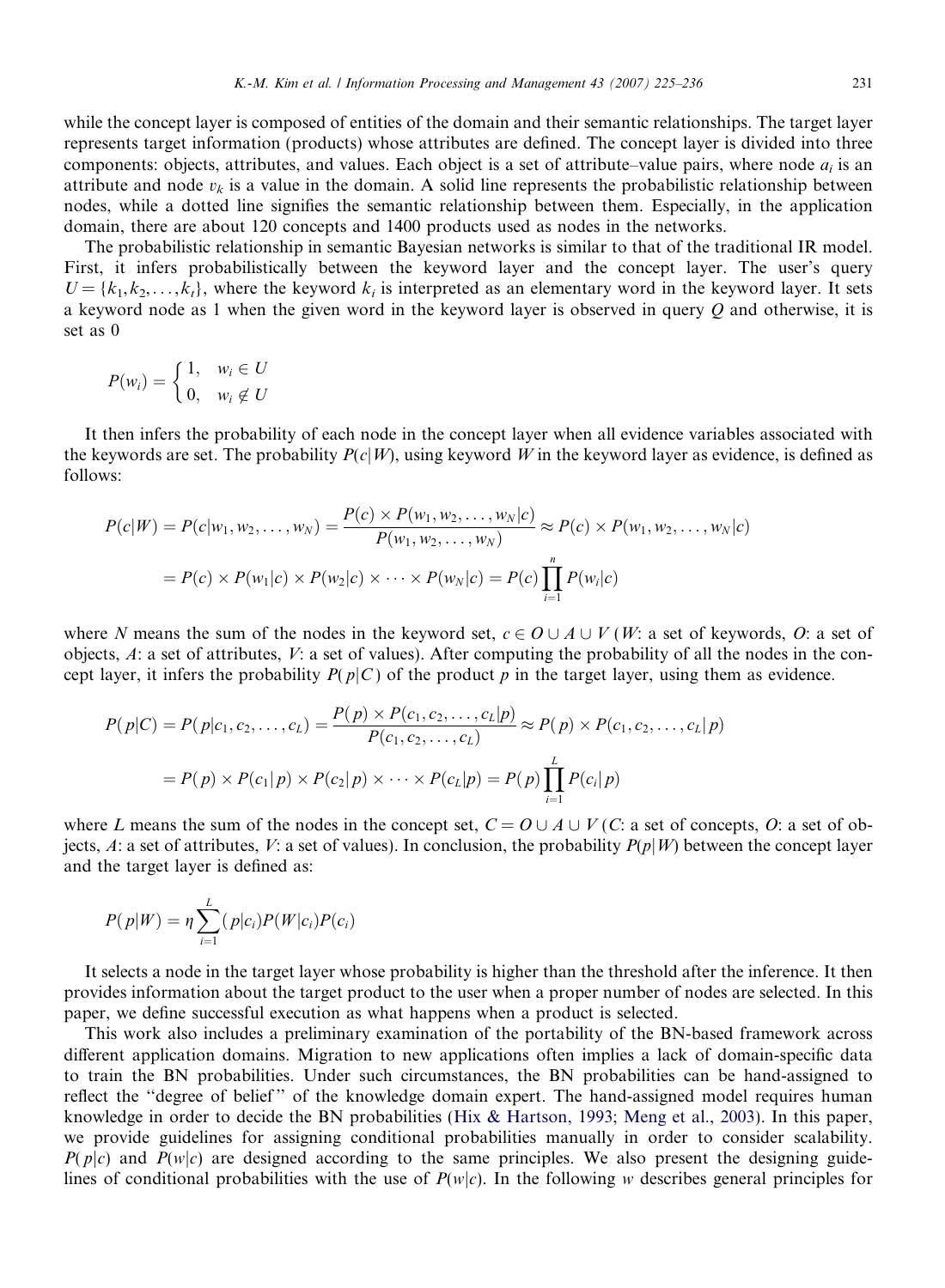while the concept layer is composed of entities of the domain and their semantic relationships. The target layer represents target information (products) whose attributes are defined. The concept layer is divided into three components: objects, attributes, and values. Each object is a set of attribute–value pairs, where node $a_i$ is an attribute and node $v_k$ is a value in the domain. A solid line represents the probabilistic relationship between nodes, while a dotted line signifies the semantic relationship between them. Especially, in the application domain, there are about 120 concepts and 1400 products used as nodes in the networks.

The probabilistic relationship in semantic Bayesian networks is similar to that of the traditional IR model. First, it infers probabilistically between the keyword layer and the concept layer. The user's query $U = \{k_1, k_2, \ldots, k_t\}$, where the keyword $k_i$ is interpreted as an elementary word in the keyword layer. It sets a keyword node as 1 when the given word in the keyword layer is observed in query $Q$ and otherwise, it is set as 0

$$P(w_i) = \begin{cases} 1, & w_i \in U \\ 0, & w_i \notin U \end{cases}$$

It then infers the probability of each node in the concept layer when all evidence variables associated with the keywords are set. The probability $P(c|W)$, using keyword $W$ in the keyword layer as evidence, is defined as follows:

$$\begin{aligned} P(c|W) &= P(c|w_1, w_2, \ldots, w_N) = \frac{P(c) \times P(w_1, w_2, \ldots, w_N|c)}{P(w_1, w_2, \ldots, w_N)} \approx P(c) \times P(w_1, w_2, \ldots, w_N|c) \\ &= P(c) \times P(w_1|c) \times P(w_2|c) \times \cdots \times P(w_N|c) = P(c)\prod_{i=1}^{n} P(w_i|c) \end{aligned}$$

where $N$ means the sum of the nodes in the keyword set, $c \in O \cup A \cup V$ ($W$: a set of keywords, $O$: a set of objects, $A$: a set of attributes, $V$: a set of values). After computing the probability of all the nodes in the concept layer, it infers the probability $P(p|C)$ of the product $p$ in the target layer, using them as evidence.

$$\begin{aligned} P(p|C) &= P(p|c_1, c_2, \ldots, c_L) = \frac{P(p) \times P(c_1, c_2, \ldots, c_L|p)}{P(c_1, c_2, \ldots, c_L)} \approx P(p) \times P(c_1, c_2, \ldots, c_L|p) \\ &= P(p) \times P(c_1|p) \times P(c_2|p) \times \cdots \times P(c_L|p) = P(p)\prod_{i=1}^{L} P(c_i|p) \end{aligned}$$

where $L$ means the sum of the nodes in the concept set, $C = O \cup A \cup V$ ($C$: a set of concepts, $O$: a set of objects, $A$: a set of attributes, $V$: a set of values). In conclusion, the probability $P(p|W)$ between the concept layer and the target layer is defined as:

$$P(p|W) = \eta \sum_{i=1}^{L} (p|c_i)P(W|c_i)P(c_i)$$

It selects a node in the target layer whose probability is higher than the threshold after the inference. It then provides information about the target product to the user when a proper number of nodes are selected. In this paper, we define successful execution as what happens when a product is selected.

This work also includes a preliminary examination of the portability of the BN-based framework across different application domains. Migration to new applications often implies a lack of domain-specific data to train the BN probabilities. Under such circumstances, the BN probabilities can be hand-assigned to reflect the "degree of belief" of the knowledge domain expert. The hand-assigned model requires human knowledge in order to decide the BN probabilities (Hix & Hartson, 1993; Meng et al., 2003). In this paper, we provide guidelines for assigning conditional probabilities manually in order to consider scalability. $P(p|c)$ and $P(w|c)$ are designed according to the same principles. We also present the designing guidelines of conditional probabilities with the use of $P(w|c)$. In the following $w$ describes general principles for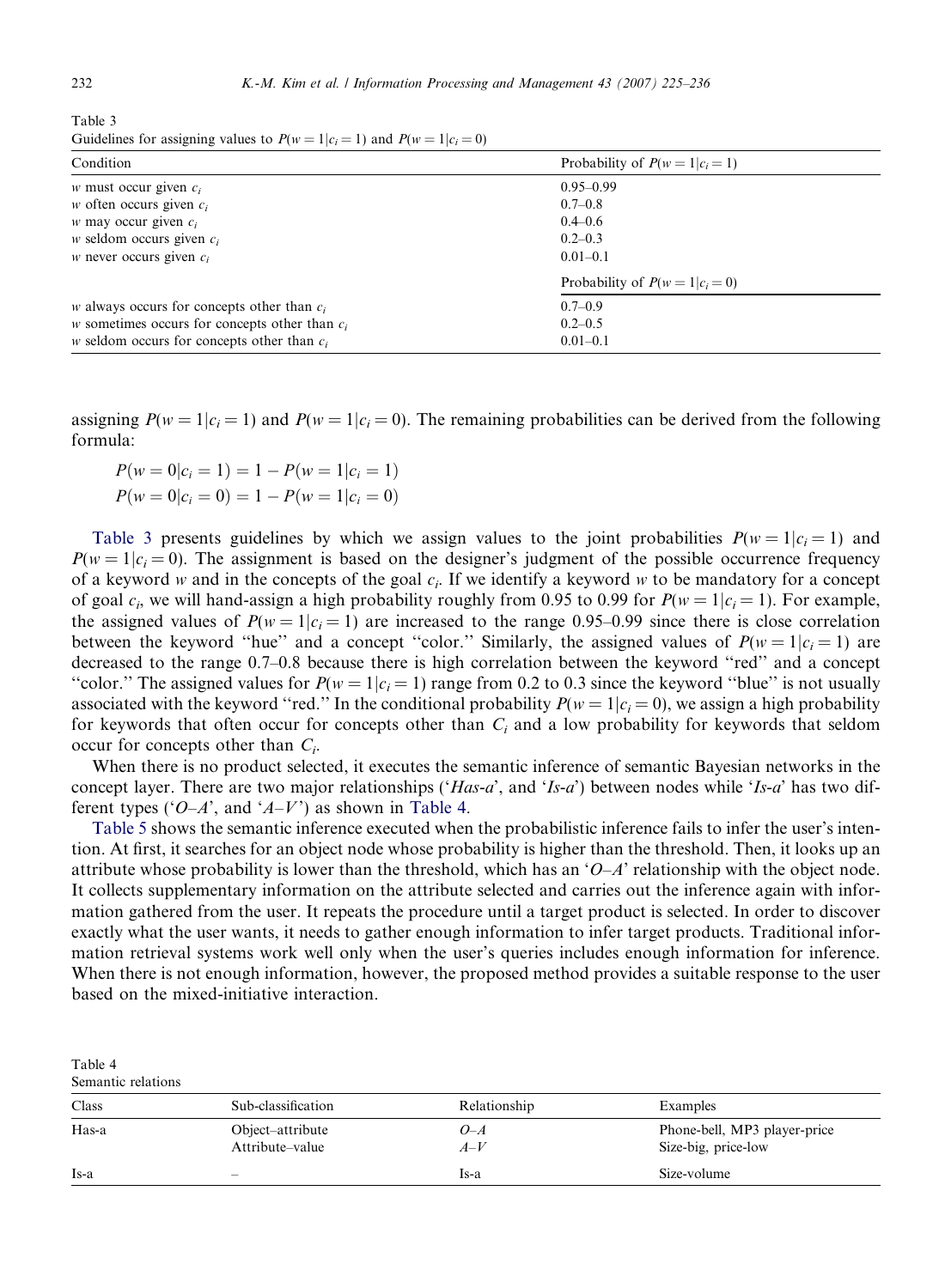Table 3
Guidelines for assigning values to $P(w=1|c_i=1)$ and $P(w=1|c_i=0)$

| Condition | Probability of $P(w=1\|c_i=1)$ |
|---|---|
| $w$ must occur given $c_i$ | 0.95–0.99 |
| $w$ often occurs given $c_i$ | 0.7–0.8 |
| $w$ may occur given $c_i$ | 0.4–0.6 |
| $w$ seldom occurs given $c_i$ | 0.2–0.3 |
| $w$ never occurs given $c_i$ | 0.01–0.1 |
| | Probability of $P(w=1\|c_i=0)$ |
| $w$ always occurs for concepts other than $c_i$ | 0.7–0.9 |
| $w$ sometimes occurs for concepts other than $c_i$ | 0.2–0.5 |
| $w$ seldom occurs for concepts other than $c_i$ | 0.01–0.1 |

assigning $P(w=1|c_i=1)$ and $P(w=1|c_i=0)$. The remaining probabilities can be derived from the following formula:

$$P(w=0|c_i=1) = 1 - P(w=1|c_i=1)$$
$$P(w=0|c_i=0) = 1 - P(w=1|c_i=0)$$

Table 3 presents guidelines by which we assign values to the joint probabilities $P(w=1|c_i=1)$ and $P(w=1|c_i=0)$. The assignment is based on the designer's judgment of the possible occurrence frequency of a keyword $w$ and in the concepts of the goal $c_i$. If we identify a keyword $w$ to be mandatory for a concept of goal $c_i$, we will hand-assign a high probability roughly from 0.95 to 0.99 for $P(w=1|c_i=1)$. For example, the assigned values of $P(w=1|c_i=1)$ are increased to the range 0.95–0.99 since there is close correlation between the keyword "hue" and a concept "color." Similarly, the assigned values of $P(w=1|c_i=1)$ are decreased to the range 0.7–0.8 because there is high correlation between the keyword "red" and a concept "color." The assigned values for $P(w=1|c_i=1)$ range from 0.2 to 0.3 since the keyword "blue" is not usually associated with the keyword "red." In the conditional probability $P(w=1|c_i=0)$, we assign a high probability for keywords that often occur for concepts other than $C_i$ and a low probability for keywords that seldom occur for concepts other than $C_i$.

When there is no product selected, it executes the semantic inference of semantic Bayesian networks in the concept layer. There are two major relationships ('*Has-a*', and '*Is-a*') between nodes while '*Is-a*' has two different types ('*O–A*', and '*A–V*') as shown in Table 4.

Table 5 shows the semantic inference executed when the probabilistic inference fails to infer the user's intention. At first, it searches for an object node whose probability is higher than the threshold. Then, it looks up an attribute whose probability is lower than the threshold, which has an '*O–A*' relationship with the object node. It collects supplementary information on the attribute selected and carries out the inference again with information gathered from the user. It repeats the procedure until a target product is selected. In order to discover exactly what the user wants, it needs to gather enough information to infer target products. Traditional information retrieval systems work well only when the user's queries includes enough information for inference. When there is not enough information, however, the proposed method provides a suitable response to the user based on the mixed-initiative interaction.

Table 4
Semantic relations

| Class | Sub-classification | Relationship | Examples |
|---|---|---|---|
| Has-a | Object–attribute | *O–A* | Phone-bell, MP3 player-price |
| | Attribute–value | *A–V* | Size-big, price-low |
| Is-a | – | Is-a | Size-volume |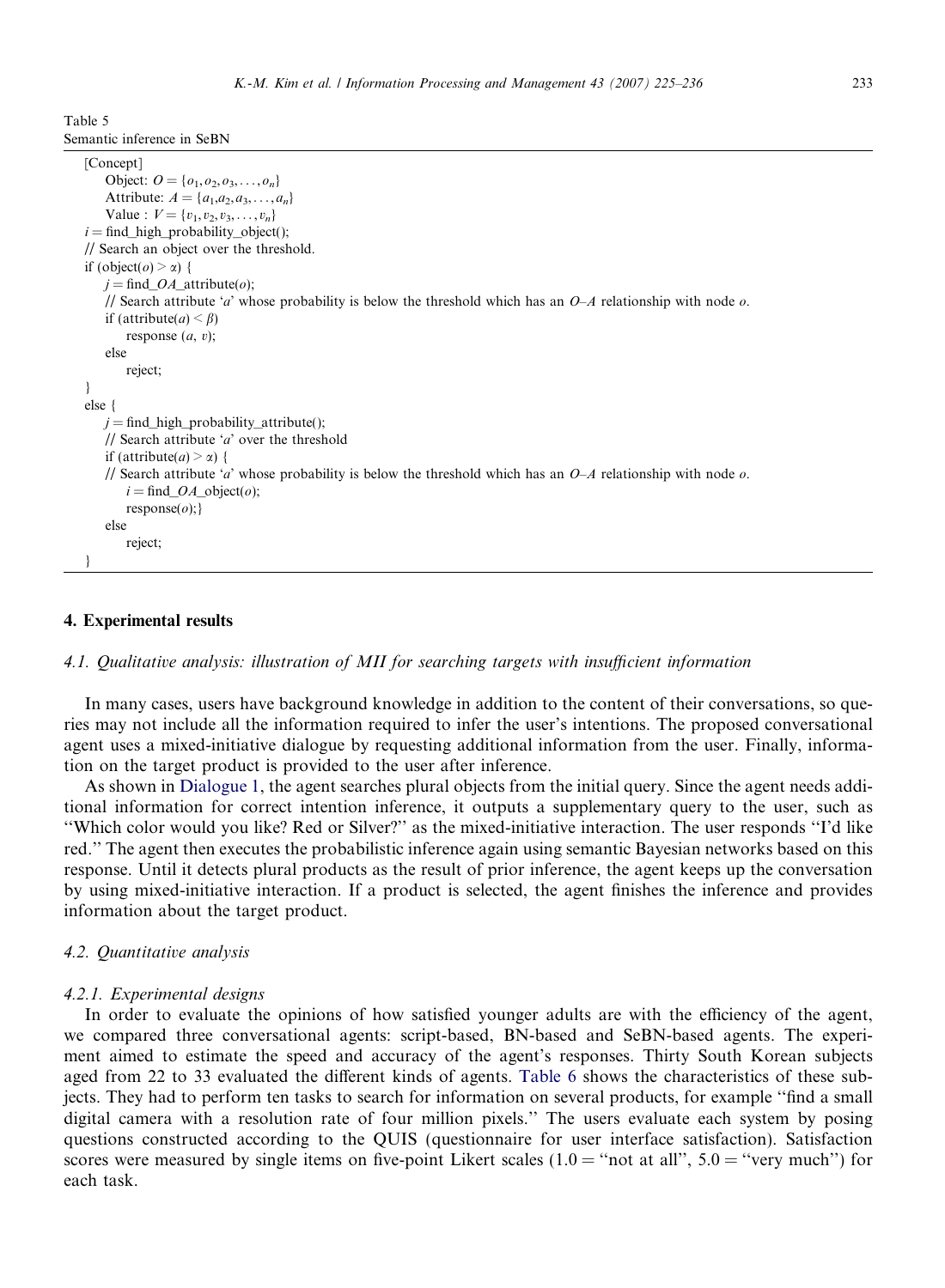Table 5
Semantic inference in SeBN

```
[Concept]
    Object: O = {o1, o2, o3, ..., on}
    Attribute: A = {a1, a2, a3, ..., an}
    Value : V = {v1, v2, v3, ..., vn}
i = find_high_probability_object();
// Search an object over the threshold.
if (object(o) > α) {
    j = find_OA_attribute(o);
    // Search attribute 'a' whose probability is below the threshold which has an O–A relationship with node o.
    if (attribute(a) < β)
        response (a, v);
    else
        reject;
}
else {
    j = find_high_probability_attribute();
    // Search attribute 'a' over the threshold
    if (attribute(a) > α) {
    // Search attribute 'a' whose probability is below the threshold which has an O–A relationship with node o.
        i = find_OA_object(o);
        response(o);}
    else
        reject;
}
```

## 4. Experimental results

### 4.1. Qualitative analysis: illustration of MII for searching targets with insufficient information

In many cases, users have background knowledge in addition to the content of their conversations, so queries may not include all the information required to infer the user's intentions. The proposed conversational agent uses a mixed-initiative dialogue by requesting additional information from the user. Finally, information on the target product is provided to the user after inference.

As shown in Dialogue 1, the agent searches plural objects from the initial query. Since the agent needs additional information for correct intention inference, it outputs a supplementary query to the user, such as ''Which color would you like? Red or Silver?'' as the mixed-initiative interaction. The user responds ''I'd like red.'' The agent then executes the probabilistic inference again using semantic Bayesian networks based on this response. Until it detects plural products as the result of prior inference, the agent keeps up the conversation by using mixed-initiative interaction. If a product is selected, the agent finishes the inference and provides information about the target product.

### 4.2. Quantitative analysis

#### 4.2.1. Experimental designs

In order to evaluate the opinions of how satisfied younger adults are with the efficiency of the agent, we compared three conversational agents: script-based, BN-based and SeBN-based agents. The experiment aimed to estimate the speed and accuracy of the agent's responses. Thirty South Korean subjects aged from 22 to 33 evaluated the different kinds of agents. Table 6 shows the characteristics of these subjects. They had to perform ten tasks to search for information on several products, for example ''find a small digital camera with a resolution rate of four million pixels.'' The users evaluate each system by posing questions constructed according to the QUIS (questionnaire for user interface satisfaction). Satisfaction scores were measured by single items on five-point Likert scales (1.0 = ''not at all'', 5.0 = ''very much'') for each task.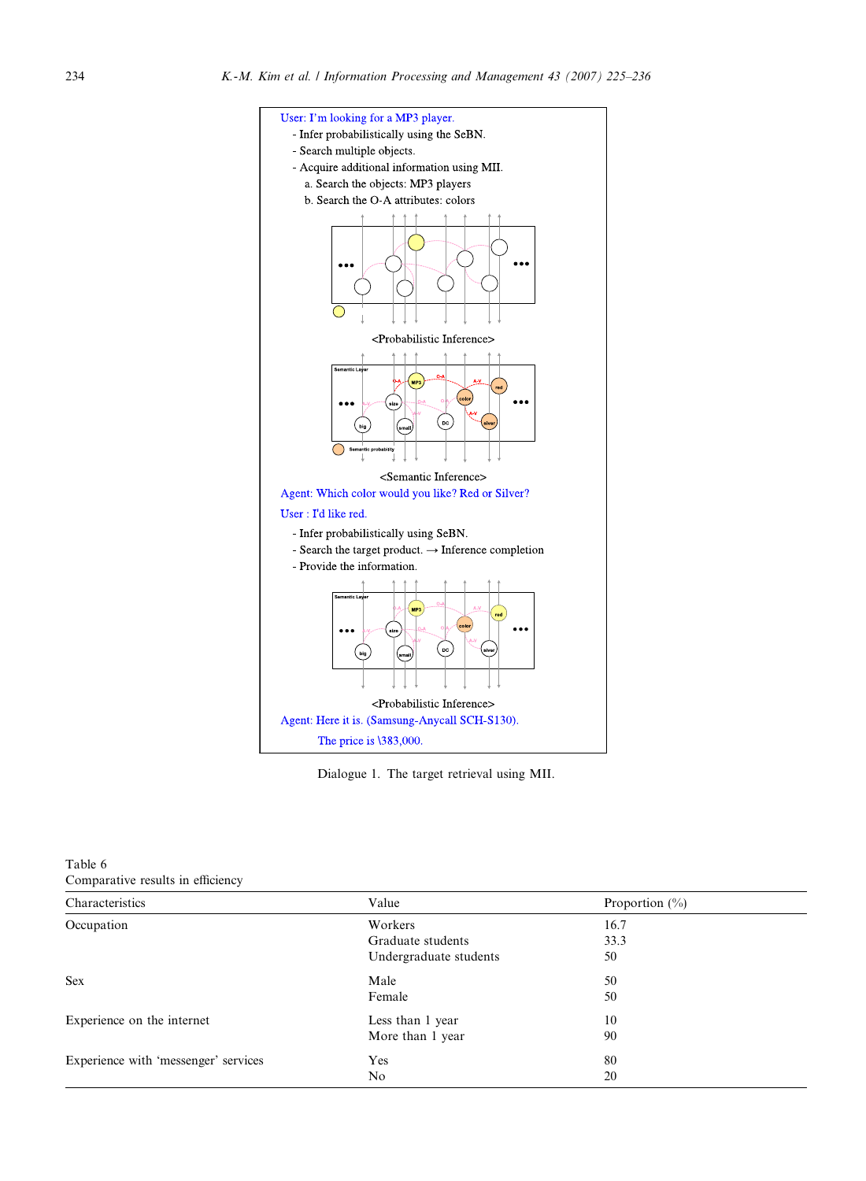User: I'm looking for a MP3 player.

- Infer probabilistically using the SeBN.
- Search multiple objects.
- Acquire additional information using MII.
  - a. Search the objects: MP3 players
  - b. Search the O-A attributes: colors

<Probabilistic Inference>

<Semantic Inference>

Agent: Which color would you like? Red or Silver?

User : I'd like red.

- Infer probabilistically using SeBN.
- Search the target product. → Inference completion
- Provide the information.

<Probabilistic Inference>

Agent: Here it is. (Samsung-Anycall SCH-S130).

The price is \383,000.

Dialogue 1. The target retrieval using MII.

Table 6
Comparative results in efficiency

| Characteristics | Value | Proportion (%) |
|---|---|---|
| Occupation | Workers | 16.7 |
| | Graduate students | 33.3 |
| | Undergraduate students | 50 |
| Sex | Male | 50 |
| | Female | 50 |
| Experience on the internet | Less than 1 year | 10 |
| | More than 1 year | 90 |
| Experience with 'messenger' services | Yes | 80 |
| | No | 20 |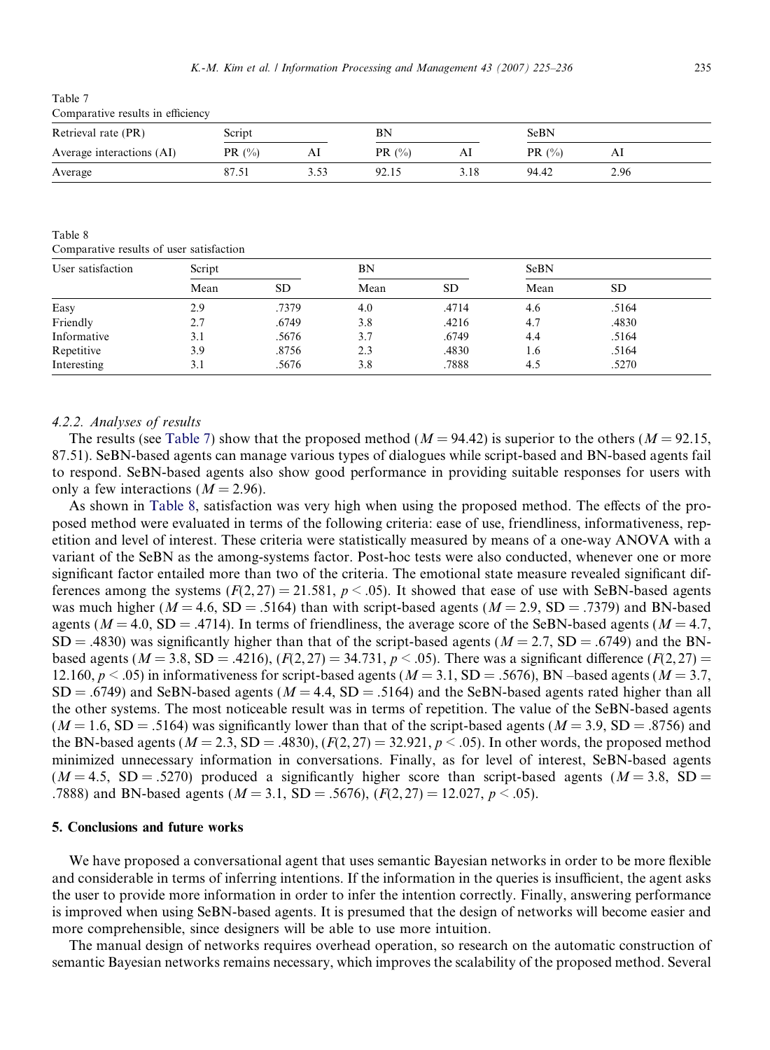Table 7
Comparative results in efficiency

| Retrieval rate (PR) | Script | | BN | | SeBN | |
|---|---|---|---|---|---|---|
| Average interactions (AI) | PR (%) | AI | PR (%) | AI | PR (%) | AI |
| Average | 87.51 | 3.53 | 92.15 | 3.18 | 94.42 | 2.96 |

Table 8
Comparative results of user satisfaction

| User satisfaction | Script | | BN | | SeBN | |
|---|---|---|---|---|---|---|
| | Mean | SD | Mean | SD | Mean | SD |
| Easy | 2.9 | .7379 | 4.0 | .4714 | 4.6 | .5164 |
| Friendly | 2.7 | .6749 | 3.8 | .4216 | 4.7 | .4830 |
| Informative | 3.1 | .5676 | 3.7 | .6749 | 4.4 | .5164 |
| Repetitive | 3.9 | .8756 | 2.3 | .4830 | 1.6 | .5164 |
| Interesting | 3.1 | .5676 | 3.8 | .7888 | 4.5 | .5270 |

### 4.2.2. Analyses of results

The results (see Table 7) show that the proposed method ($M = 94.42$) is superior to the others ($M = 92.15$, 87.51). SeBN-based agents can manage various types of dialogues while script-based and BN-based agents fail to respond. SeBN-based agents also show good performance in providing suitable responses for users with only a few interactions ($M = 2.96$).

As shown in Table 8, satisfaction was very high when using the proposed method. The effects of the proposed method were evaluated in terms of the following criteria: ease of use, friendliness, informativeness, repetition and level of interest. These criteria were statistically measured by means of a one-way ANOVA with a variant of the SeBN as the among-systems factor. Post-hoc tests were also conducted, whenever one or more significant factor entailed more than two of the criteria. The emotional state measure revealed significant differences among the systems ($F(2, 27) = 21.581$, $p < .05$). It showed that ease of use with SeBN-based agents was much higher ($M = 4.6$, $SD = .5164$) than with script-based agents ($M = 2.9$, $SD = .7379$) and BN-based agents ($M = 4.0$, $SD = .4714$). In terms of friendliness, the average score of the SeBN-based agents ($M = 4.7$, $SD = .4830$) was significantly higher than that of the script-based agents ($M = 2.7$, $SD = .6749$) and the BN-based agents ($M = 3.8$, $SD = .4216$), ($F(2, 27) = 34.731$, $p < .05$). There was a significant difference ($F(2, 27) = 12.160$, $p < .05$) in informativeness for script-based agents ($M = 3.1$, $SD = .5676$), BN –based agents ($M = 3.7$, $SD = .6749$) and SeBN-based agents ($M = 4.4$, $SD = .5164$) and the SeBN-based agents rated higher than all the other systems. The most noticeable result was in terms of repetition. The value of the SeBN-based agents ($M = 1.6$, $SD = .5164$) was significantly lower than that of the script-based agents ($M = 3.9$, $SD = .8756$) and the BN-based agents ($M = 2.3$, $SD = .4830$), ($F(2, 27) = 32.921$, $p < .05$). In other words, the proposed method minimized unnecessary information in conversations. Finally, as for level of interest, SeBN-based agents ($M = 4.5$, $SD = .5270$) produced a significantly higher score than script-based agents ($M = 3.8$, $SD = .7888$) and BN-based agents ($M = 3.1$, $SD = .5676$), ($F(2, 27) = 12.027$, $p < .05$).

## 5. Conclusions and future works

We have proposed a conversational agent that uses semantic Bayesian networks in order to be more flexible and considerable in terms of inferring intentions. If the information in the queries is insufficient, the agent asks the user to provide more information in order to infer the intention correctly. Finally, answering performance is improved when using SeBN-based agents. It is presumed that the design of networks will become easier and more comprehensible, since designers will be able to use more intuition.

The manual design of networks requires overhead operation, so research on the automatic construction of semantic Bayesian networks remains necessary, which improves the scalability of the proposed method. Several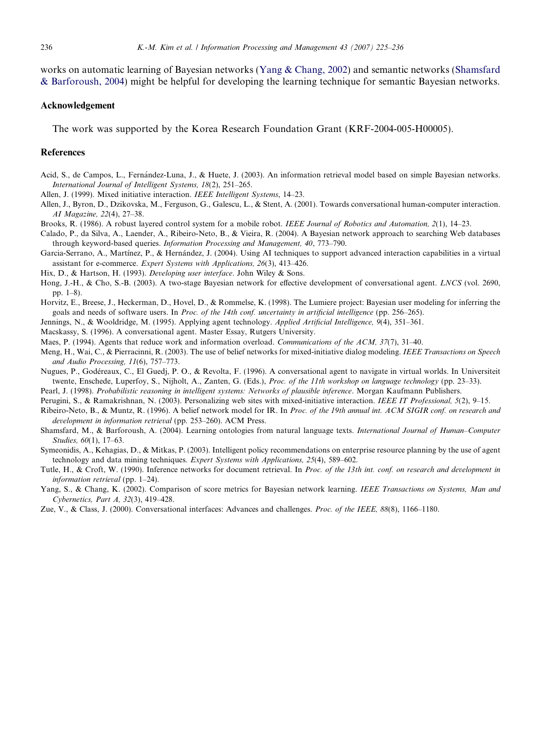works on automatic learning of Bayesian networks (Yang & Chang, 2002) and semantic networks (Shamsfard & Barforoush, 2004) might be helpful for developing the learning technique for semantic Bayesian networks.

## Acknowledgement

The work was supported by the Korea Research Foundation Grant (KRF-2004-005-H00005).

## References

Acid, S., de Campos, L., Fernández-Luna, J., & Huete, J. (2003). An information retrieval model based on simple Bayesian networks. *International Journal of Intelligent Systems, 18*(2), 251–265.

Allen, J. (1999). Mixed initiative interaction. *IEEE Intelligent Systems*, 14–23.

Allen, J., Byron, D., Dzikovska, M., Ferguson, G., Galescu, L., & Stent, A. (2001). Towards conversational human-computer interaction. *AI Magazine, 22*(4), 27–38.

Brooks, R. (1986). A robust layered control system for a mobile robot. *IEEE Journal of Robotics and Automation, 2*(1), 14–23.

Calado, P., da Silva, A., Laender, A., Ribeiro-Neto, B., & Vieira, R. (2004). A Bayesian network approach to searching Web databases through keyword-based queries. *Information Processing and Management, 40*, 773–790.

Garcia-Serrano, A., Martínez, P., & Hernández, J. (2004). Using AI techniques to support advanced interaction capabilities in a virtual assistant for e-commerce. *Expert Systems with Applications, 26*(3), 413–426.

Hix, D., & Hartson, H. (1993). *Developing user interface*. John Wiley & Sons.

Hong, J.-H., & Cho, S.-B. (2003). A two-stage Bayesian network for effective development of conversational agent. *LNCS* (vol. 2690, pp. 1–8).

Horvitz, E., Breese, J., Heckerman, D., Hovel, D., & Rommelse, K. (1998). The Lumiere project: Bayesian user modeling for inferring the goals and needs of software users. In *Proc. of the 14th conf. uncertainty in artificial intelligence* (pp. 256–265).

Jennings, N., & Wooldridge, M. (1995). Applying agent technology. *Applied Artificial Intelligence, 9*(4), 351–361.

Macskassy, S. (1996). A conversational agent. Master Essay, Rutgers University.

Maes, P. (1994). Agents that reduce work and information overload. *Communications of the ACM, 37*(7), 31–40.

Meng, H., Wai, C., & Pierracinni, R. (2003). The use of belief networks for mixed-initiative dialog modeling. *IEEE Transactions on Speech and Audio Processing, 11*(6), 757–773.

Nugues, P., Godéreaux, C., El Guedj, P. O., & Revolta, F. (1996). A conversational agent to navigate in virtual worlds. In Universiteit twente, Enschede, Luperfoy, S., Nijholt, A., Zanten, G. (Eds.), *Proc. of the 11th workshop on language technology* (pp. 23–33).

Pearl, J. (1998). *Probabilistic reasoning in intelligent systems: Networks of plausible inference*. Morgan Kaufmann Publishers.

Perugini, S., & Ramakrishnan, N. (2003). Personalizing web sites with mixed-initiative interaction. *IEEE IT Professional, 5*(2), 9–15.

Ribeiro-Neto, B., & Muntz, R. (1996). A belief network model for IR. In *Proc. of the 19th annual int. ACM SIGIR conf. on research and development in information retrieval* (pp. 253–260). ACM Press.

Shamsfard, M., & Barforoush, A. (2004). Learning ontologies from natural language texts. *International Journal of Human–Computer Studies, 60*(1), 17–63.

Symeonidis, A., Kehagias, D., & Mitkas, P. (2003). Intelligent policy recommendations on enterprise resource planning by the use of agent technology and data mining techniques. *Expert Systems with Applications, 25*(4), 589–602.

Tutle, H., & Croft, W. (1990). Inference networks for document retrieval. In *Proc. of the 13th int. conf. on research and development in information retrieval* (pp. 1–24).

Yang, S., & Chang, K. (2002). Comparison of score metrics for Bayesian network learning. *IEEE Transactions on Systems, Man and Cybernetics, Part A, 32*(3), 419–428.

Zue, V., & Class, J. (2000). Conversational interfaces: Advances and challenges. *Proc. of the IEEE, 88*(8), 1166–1180.